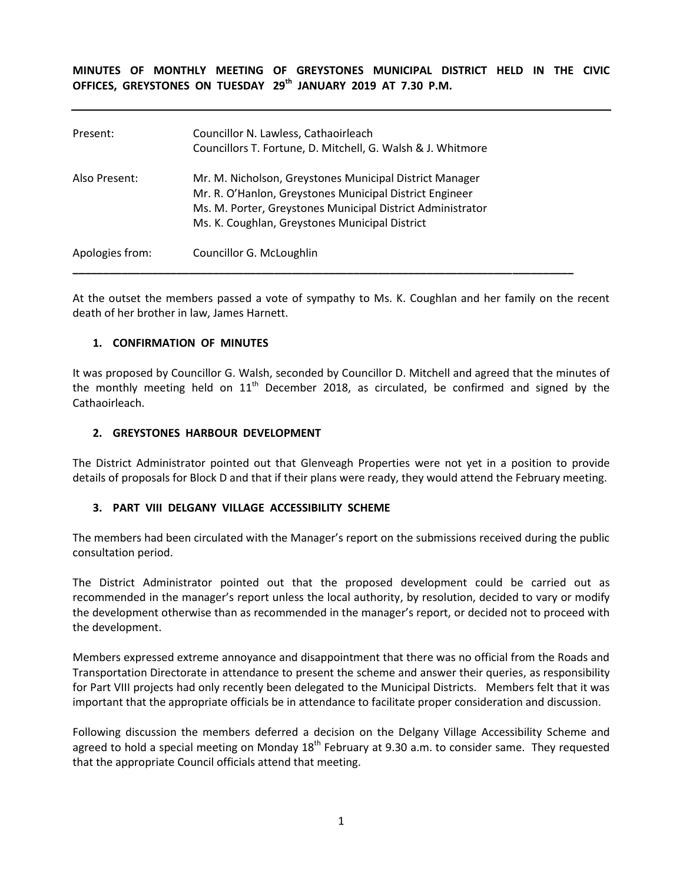**MINUTES OF MONTHLY MEETING OF GREYSTONES MUNICIPAL DISTRICT HELD IN THE CIVIC OFFICES, GREYSTONES ON TUESDAY 29th JANUARY 2019 AT 7.30 P.M.**

---

| | |
|---|---|
| Present: | Councillor N. Lawless, Cathaoirleach<br>Councillors T. Fortune, D. Mitchell, G. Walsh & J. Whitmore |
| Also Present: | Mr. M. Nicholson, Greystones Municipal District Manager<br>Mr. R. O'Hanlon, Greystones Municipal District Engineer<br>Ms. M. Porter, Greystones Municipal District Administrator<br>Ms. K. Coughlan, Greystones Municipal District |
| Apologies from: | Councillor G. McLoughlin |

---

At the outset the members passed a vote of sympathy to Ms. K. Coughlan and her family on the recent death of her brother in law, James Harnett.

**1. CONFIRMATION OF MINUTES**

It was proposed by Councillor G. Walsh, seconded by Councillor D. Mitchell and agreed that the minutes of the monthly meeting held on 11th December 2018, as circulated, be confirmed and signed by the Cathaoirleach.

**2. GREYSTONES HARBOUR DEVELOPMENT**

The District Administrator pointed out that Glenveagh Properties were not yet in a position to provide details of proposals for Block D and that if their plans were ready, they would attend the February meeting.

**3. PART VIII DELGANY VILLAGE ACCESSIBILITY SCHEME**

The members had been circulated with the Manager's report on the submissions received during the public consultation period.

The District Administrator pointed out that the proposed development could be carried out as recommended in the manager's report unless the local authority, by resolution, decided to vary or modify the development otherwise than as recommended in the manager's report, or decided not to proceed with the development.

Members expressed extreme annoyance and disappointment that there was no official from the Roads and Transportation Directorate in attendance to present the scheme and answer their queries, as responsibility for Part VIII projects had only recently been delegated to the Municipal Districts. Members felt that it was important that the appropriate officials be in attendance to facilitate proper consideration and discussion.

Following discussion the members deferred a decision on the Delgany Village Accessibility Scheme and agreed to hold a special meeting on Monday 18th February at 9.30 a.m. to consider same. They requested that the appropriate Council officials attend that meeting.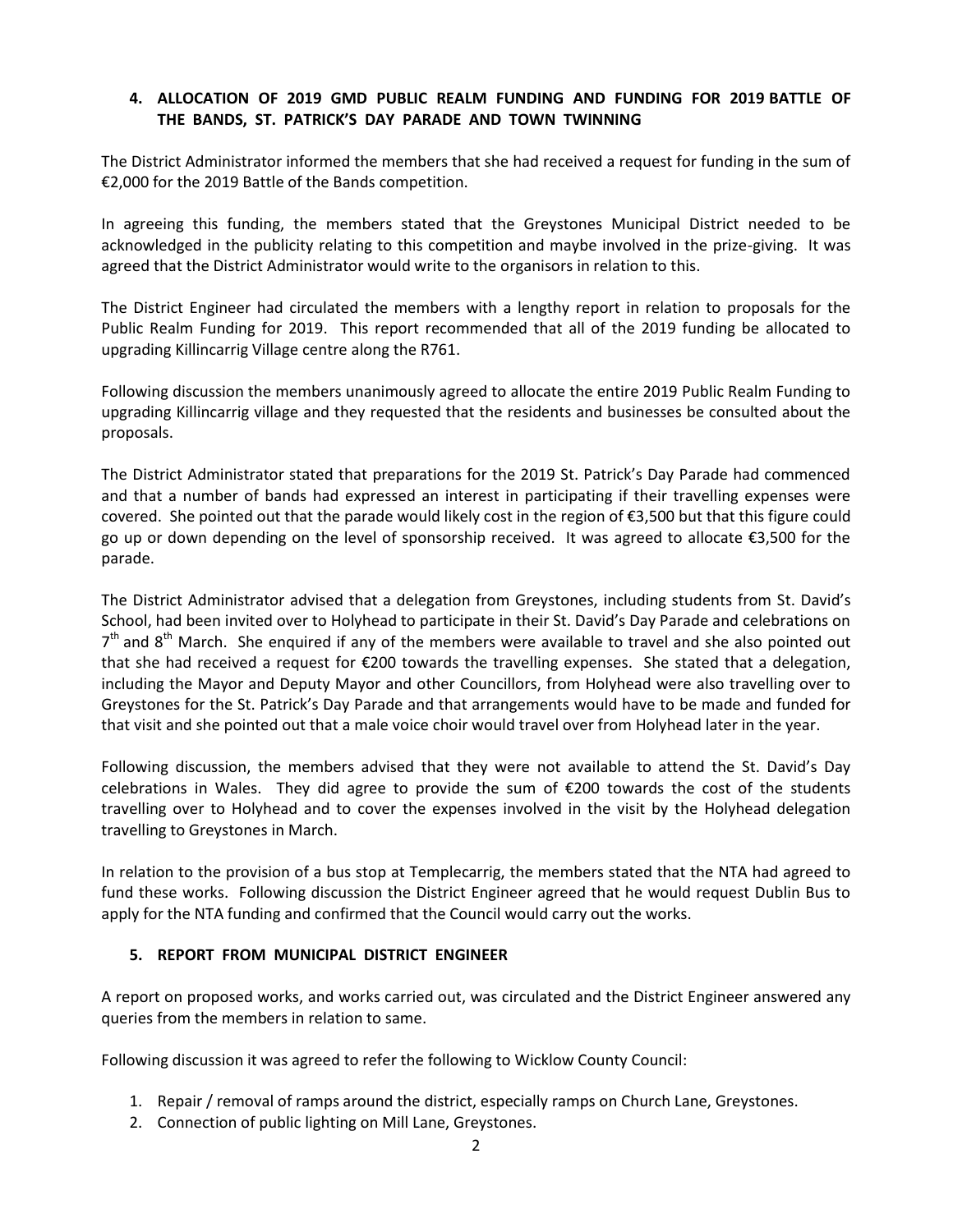## 4. ALLOCATION OF 2019 GMD PUBLIC REALM FUNDING AND FUNDING FOR 2019 BATTLE OF THE BANDS, ST. PATRICK'S DAY PARADE AND TOWN TWINNING

The District Administrator informed the members that she had received a request for funding in the sum of €2,000 for the 2019 Battle of the Bands competition.

In agreeing this funding, the members stated that the Greystones Municipal District needed to be acknowledged in the publicity relating to this competition and maybe involved in the prize-giving. It was agreed that the District Administrator would write to the organisors in relation to this.

The District Engineer had circulated the members with a lengthy report in relation to proposals for the Public Realm Funding for 2019. This report recommended that all of the 2019 funding be allocated to upgrading Killincarrig Village centre along the R761.

Following discussion the members unanimously agreed to allocate the entire 2019 Public Realm Funding to upgrading Killincarrig village and they requested that the residents and businesses be consulted about the proposals.

The District Administrator stated that preparations for the 2019 St. Patrick's Day Parade had commenced and that a number of bands had expressed an interest in participating if their travelling expenses were covered. She pointed out that the parade would likely cost in the region of €3,500 but that this figure could go up or down depending on the level of sponsorship received. It was agreed to allocate €3,500 for the parade.

The District Administrator advised that a delegation from Greystones, including students from St. David's School, had been invited over to Holyhead to participate in their St. David's Day Parade and celebrations on 7th and 8th March. She enquired if any of the members were available to travel and she also pointed out that she had received a request for €200 towards the travelling expenses. She stated that a delegation, including the Mayor and Deputy Mayor and other Councillors, from Holyhead were also travelling over to Greystones for the St. Patrick's Day Parade and that arrangements would have to be made and funded for that visit and she pointed out that a male voice choir would travel over from Holyhead later in the year.

Following discussion, the members advised that they were not available to attend the St. David's Day celebrations in Wales. They did agree to provide the sum of €200 towards the cost of the students travelling over to Holyhead and to cover the expenses involved in the visit by the Holyhead delegation travelling to Greystones in March.

In relation to the provision of a bus stop at Templecarrig, the members stated that the NTA had agreed to fund these works. Following discussion the District Engineer agreed that he would request Dublin Bus to apply for the NTA funding and confirmed that the Council would carry out the works.

## 5. REPORT FROM MUNICIPAL DISTRICT ENGINEER

A report on proposed works, and works carried out, was circulated and the District Engineer answered any queries from the members in relation to same.

Following discussion it was agreed to refer the following to Wicklow County Council:

1. Repair / removal of ramps around the district, especially ramps on Church Lane, Greystones.
2. Connection of public lighting on Mill Lane, Greystones.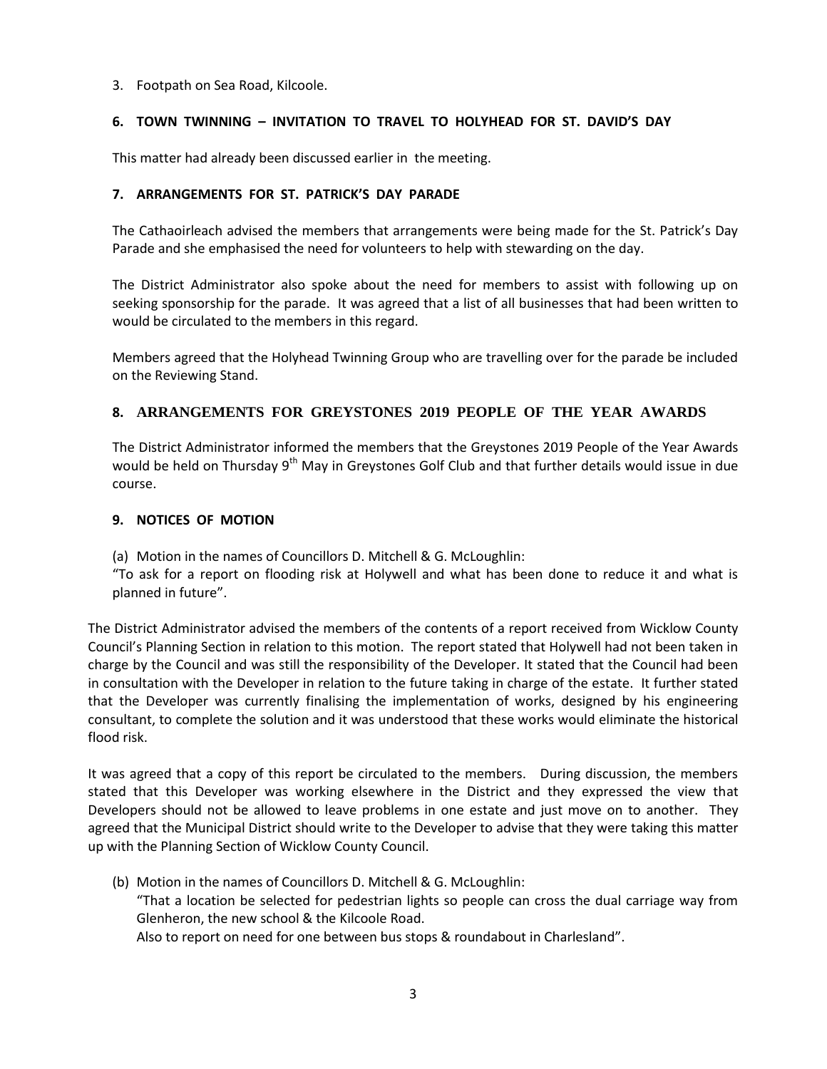3. Footpath on Sea Road, Kilcoole.

**6. TOWN TWINNING – INVITATION TO TRAVEL TO HOLYHEAD FOR ST. DAVID'S DAY**

This matter had already been discussed earlier in the meeting.

**7. ARRANGEMENTS FOR ST. PATRICK'S DAY PARADE**

The Cathaoirleach advised the members that arrangements were being made for the St. Patrick's Day Parade and she emphasised the need for volunteers to help with stewarding on the day.

The District Administrator also spoke about the need for members to assist with following up on seeking sponsorship for the parade. It was agreed that a list of all businesses that had been written to would be circulated to the members in this regard.

Members agreed that the Holyhead Twinning Group who are travelling over for the parade be included on the Reviewing Stand.

**8. ARRANGEMENTS FOR GREYSTONES 2019 PEOPLE OF THE YEAR AWARDS**

The District Administrator informed the members that the Greystones 2019 People of the Year Awards would be held on Thursday 9th May in Greystones Golf Club and that further details would issue in due course.

**9. NOTICES OF MOTION**

(a) Motion in the names of Councillors D. Mitchell & G. McLoughlin:
"To ask for a report on flooding risk at Holywell and what has been done to reduce it and what is planned in future".

The District Administrator advised the members of the contents of a report received from Wicklow County Council's Planning Section in relation to this motion. The report stated that Holywell had not been taken in charge by the Council and was still the responsibility of the Developer. It stated that the Council had been in consultation with the Developer in relation to the future taking in charge of the estate. It further stated that the Developer was currently finalising the implementation of works, designed by his engineering consultant, to complete the solution and it was understood that these works would eliminate the historical flood risk.

It was agreed that a copy of this report be circulated to the members. During discussion, the members stated that this Developer was working elsewhere in the District and they expressed the view that Developers should not be allowed to leave problems in one estate and just move on to another. They agreed that the Municipal District should write to the Developer to advise that they were taking this matter up with the Planning Section of Wicklow County Council.

(b) Motion in the names of Councillors D. Mitchell & G. McLoughlin:
"That a location be selected for pedestrian lights so people can cross the dual carriage way from Glenheron, the new school & the Kilcoole Road.
Also to report on need for one between bus stops & roundabout in Charlesland".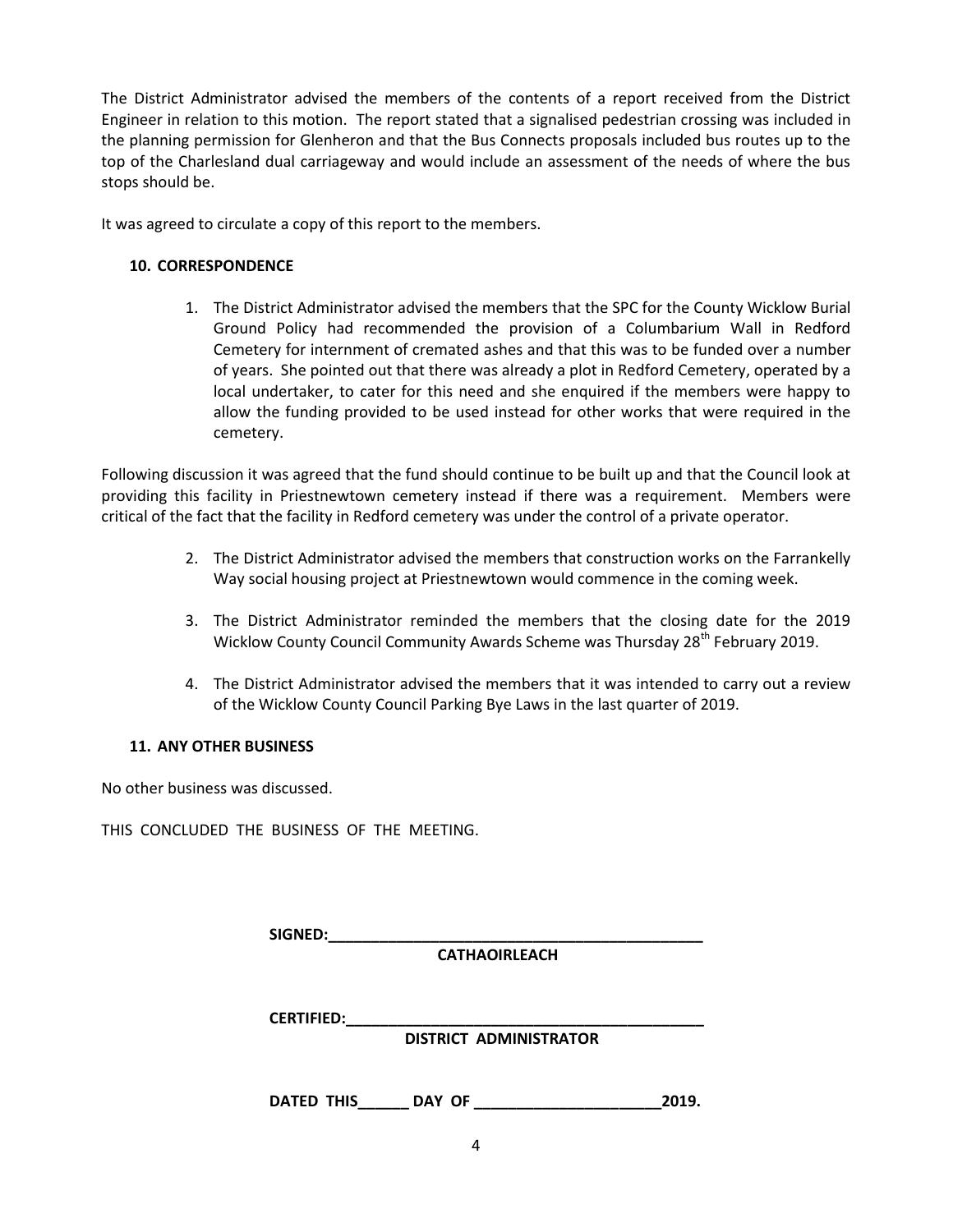The District Administrator advised the members of the contents of a report received from the District Engineer in relation to this motion. The report stated that a signalised pedestrian crossing was included in the planning permission for Glenheron and that the Bus Connects proposals included bus routes up to the top of the Charlesland dual carriageway and would include an assessment of the needs of where the bus stops should be.

It was agreed to circulate a copy of this report to the members.

**10. CORRESPONDENCE**

1. The District Administrator advised the members that the SPC for the County Wicklow Burial Ground Policy had recommended the provision of a Columbarium Wall in Redford Cemetery for internment of cremated ashes and that this was to be funded over a number of years. She pointed out that there was already a plot in Redford Cemetery, operated by a local undertaker, to cater for this need and she enquired if the members were happy to allow the funding provided to be used instead for other works that were required in the cemetery.

Following discussion it was agreed that the fund should continue to be built up and that the Council look at providing this facility in Priestnewtown cemetery instead if there was a requirement. Members were critical of the fact that the facility in Redford cemetery was under the control of a private operator.

2. The District Administrator advised the members that construction works on the Farrankelly Way social housing project at Priestnewtown would commence in the coming week.

3. The District Administrator reminded the members that the closing date for the 2019 Wicklow County Council Community Awards Scheme was Thursday 28th February 2019.

4. The District Administrator advised the members that it was intended to carry out a review of the Wicklow County Council Parking Bye Laws in the last quarter of 2019.

**11. ANY OTHER BUSINESS**

No other business was discussed.

THIS CONCLUDED THE BUSINESS OF THE MEETING.

**SIGNED:_____________________________________________**
**CATHAOIRLEACH**

**CERTIFIED:__________________________________________**
**DISTRICT ADMINISTRATOR**

**DATED THIS______ DAY OF _____________________2019.**